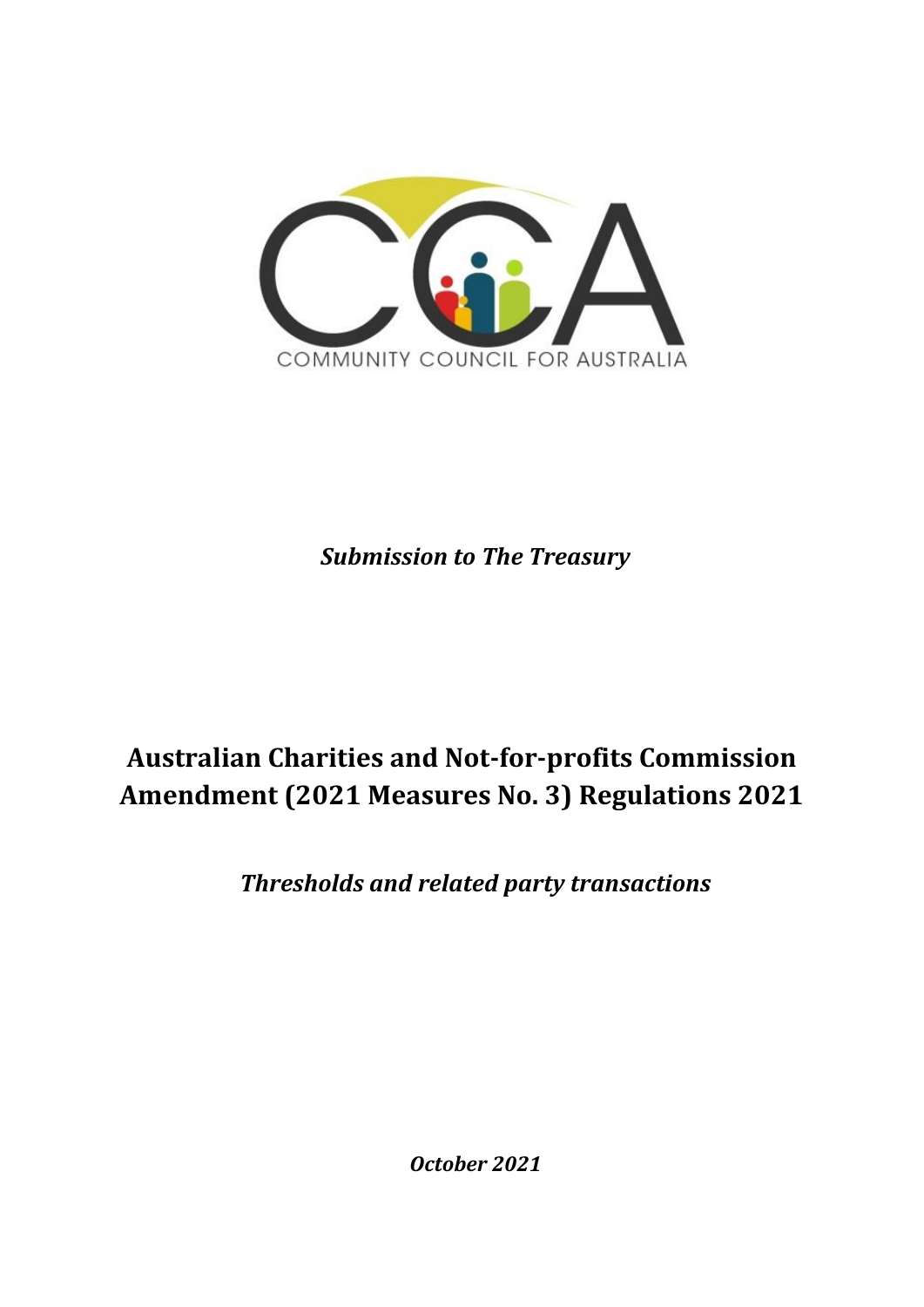COMMUNITY COUNCIL FOR AUSTRALIA

*Submission to The Treasury*

# Australian Charities and Not-for-profits Commission Amendment (2021 Measures No. 3) Regulations 2021

*Thresholds and related party transactions*

*October 2021*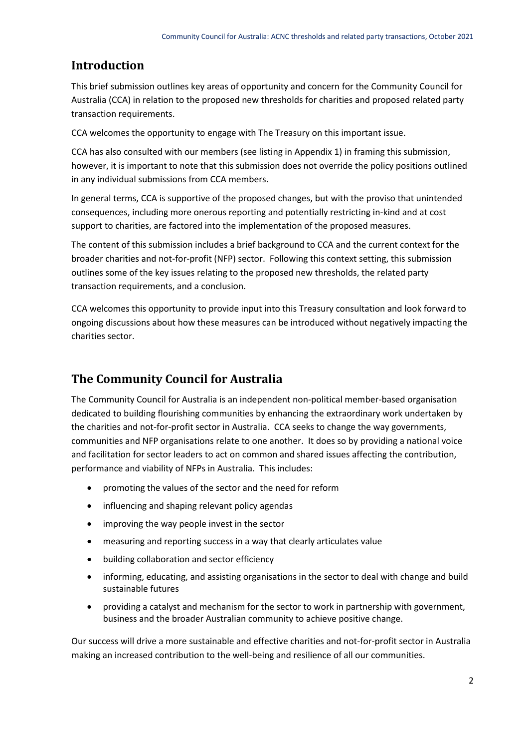## Introduction

This brief submission outlines key areas of opportunity and concern for the Community Council for Australia (CCA) in relation to the proposed new thresholds for charities and proposed related party transaction requirements.

CCA welcomes the opportunity to engage with The Treasury on this important issue.

CCA has also consulted with our members (see listing in Appendix 1) in framing this submission, however, it is important to note that this submission does not override the policy positions outlined in any individual submissions from CCA members.

In general terms, CCA is supportive of the proposed changes, but with the proviso that unintended consequences, including more onerous reporting and potentially restricting in-kind and at cost support to charities, are factored into the implementation of the proposed measures.

The content of this submission includes a brief background to CCA and the current context for the broader charities and not-for-profit (NFP) sector. Following this context setting, this submission outlines some of the key issues relating to the proposed new thresholds, the related party transaction requirements, and a conclusion.

CCA welcomes this opportunity to provide input into this Treasury consultation and look forward to ongoing discussions about how these measures can be introduced without negatively impacting the charities sector.

## The Community Council for Australia

The Community Council for Australia is an independent non-political member-based organisation dedicated to building flourishing communities by enhancing the extraordinary work undertaken by the charities and not-for-profit sector in Australia. CCA seeks to change the way governments, communities and NFP organisations relate to one another. It does so by providing a national voice and facilitation for sector leaders to act on common and shared issues affecting the contribution, performance and viability of NFPs in Australia. This includes:

- promoting the values of the sector and the need for reform
- influencing and shaping relevant policy agendas
- improving the way people invest in the sector
- measuring and reporting success in a way that clearly articulates value
- building collaboration and sector efficiency
- informing, educating, and assisting organisations in the sector to deal with change and build sustainable futures
- providing a catalyst and mechanism for the sector to work in partnership with government, business and the broader Australian community to achieve positive change.

Our success will drive a more sustainable and effective charities and not-for-profit sector in Australia making an increased contribution to the well-being and resilience of all our communities.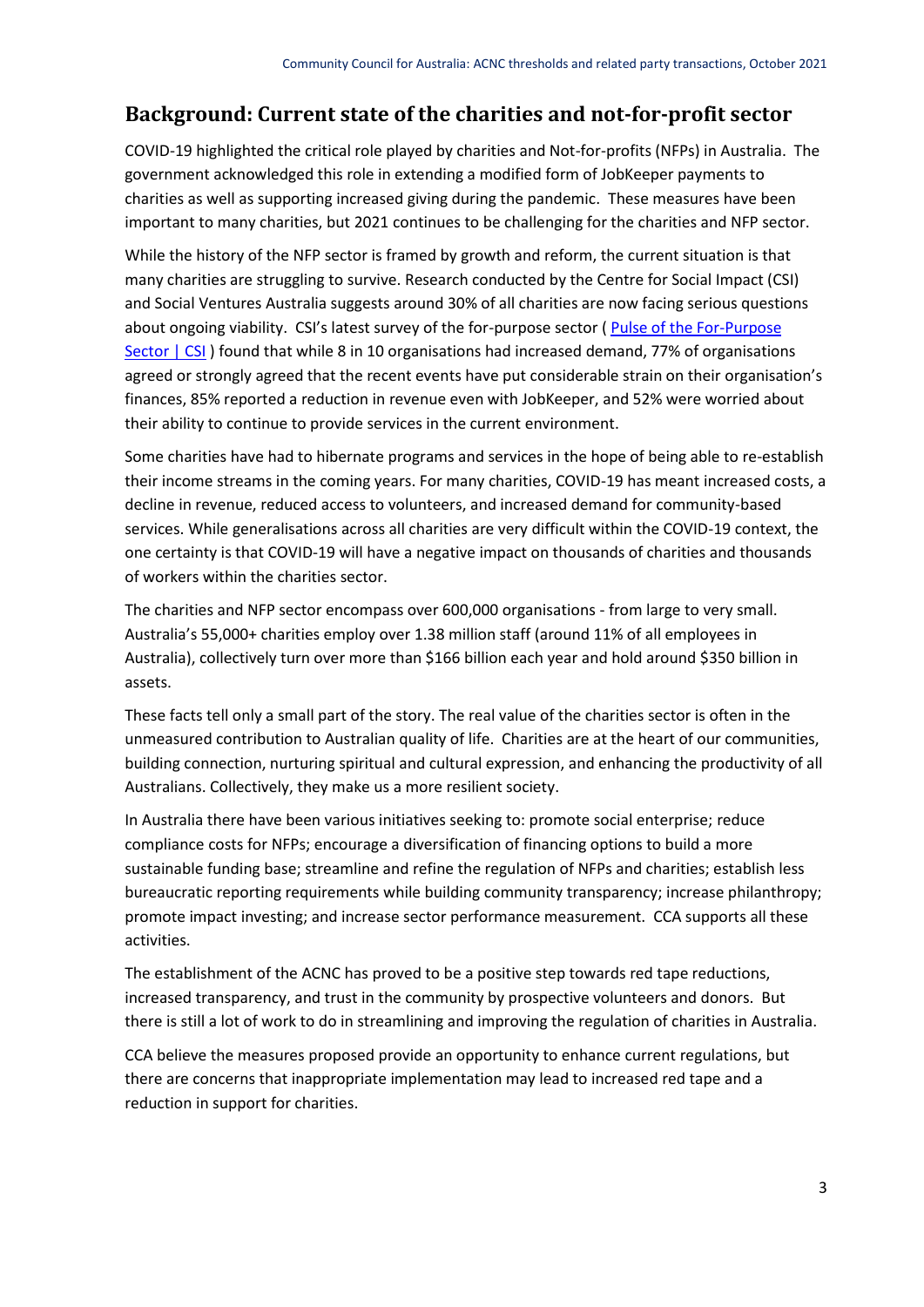## Background: Current state of the charities and not-for-profit sector

COVID-19 highlighted the critical role played by charities and Not-for-profits (NFPs) in Australia. The government acknowledged this role in extending a modified form of JobKeeper payments to charities as well as supporting increased giving during the pandemic. These measures have been important to many charities, but 2021 continues to be challenging for the charities and NFP sector.

While the history of the NFP sector is framed by growth and reform, the current situation is that many charities are struggling to survive. Research conducted by the Centre for Social Impact (CSI) and Social Ventures Australia suggests around 30% of all charities are now facing serious questions about ongoing viability. CSI's latest survey of the for-purpose sector ( Pulse of the For-Purpose Sector | CSI ) found that while 8 in 10 organisations had increased demand, 77% of organisations agreed or strongly agreed that the recent events have put considerable strain on their organisation's finances, 85% reported a reduction in revenue even with JobKeeper, and 52% were worried about their ability to continue to provide services in the current environment.

Some charities have had to hibernate programs and services in the hope of being able to re-establish their income streams in the coming years. For many charities, COVID-19 has meant increased costs, a decline in revenue, reduced access to volunteers, and increased demand for community-based services. While generalisations across all charities are very difficult within the COVID-19 context, the one certainty is that COVID-19 will have a negative impact on thousands of charities and thousands of workers within the charities sector.

The charities and NFP sector encompass over 600,000 organisations - from large to very small. Australia's 55,000+ charities employ over 1.38 million staff (around 11% of all employees in Australia), collectively turn over more than $166 billion each year and hold around $350 billion in assets.

These facts tell only a small part of the story. The real value of the charities sector is often in the unmeasured contribution to Australian quality of life. Charities are at the heart of our communities, building connection, nurturing spiritual and cultural expression, and enhancing the productivity of all Australians. Collectively, they make us a more resilient society.

In Australia there have been various initiatives seeking to: promote social enterprise; reduce compliance costs for NFPs; encourage a diversification of financing options to build a more sustainable funding base; streamline and refine the regulation of NFPs and charities; establish less bureaucratic reporting requirements while building community transparency; increase philanthropy; promote impact investing; and increase sector performance measurement. CCA supports all these activities.

The establishment of the ACNC has proved to be a positive step towards red tape reductions, increased transparency, and trust in the community by prospective volunteers and donors. But there is still a lot of work to do in streamlining and improving the regulation of charities in Australia.

CCA believe the measures proposed provide an opportunity to enhance current regulations, but there are concerns that inappropriate implementation may lead to increased red tape and a reduction in support for charities.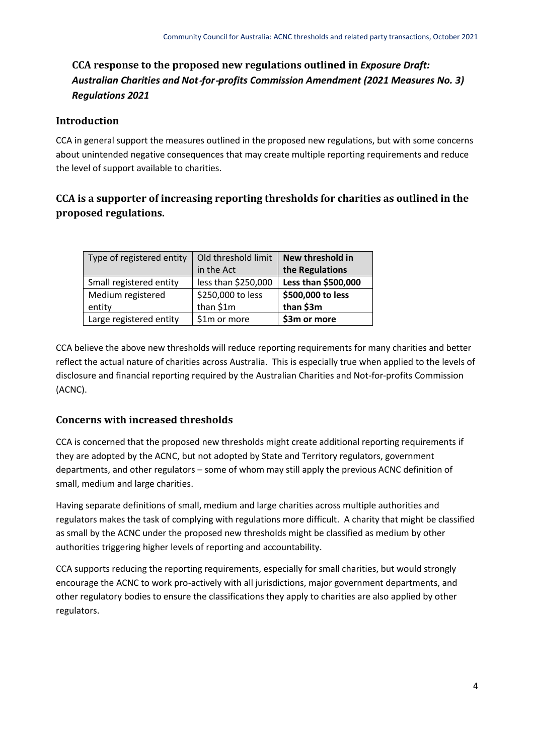## CCA response to the proposed new regulations outlined in *Exposure Draft: Australian Charities and Not-for-profits Commission Amendment (2021 Measures No. 3) Regulations 2021*

### Introduction

CCA in general support the measures outlined in the proposed new regulations, but with some concerns about unintended negative consequences that may create multiple reporting requirements and reduce the level of support available to charities.

### CCA is a supporter of increasing reporting thresholds for charities as outlined in the proposed regulations.

| Type of registered entity | Old threshold limit in the Act | **New threshold in the Regulations** |
|---|---|---|
| Small registered entity | less than $250,000 | **Less than $500,000** |
| Medium registered entity | $250,000 to less than $1m | **$500,000 to less than $3m** |
| Large registered entity | $1m or more | **$3m or more** |

CCA believe the above new thresholds will reduce reporting requirements for many charities and better reflect the actual nature of charities across Australia. This is especially true when applied to the levels of disclosure and financial reporting required by the Australian Charities and Not-for-profits Commission (ACNC).

### Concerns with increased thresholds

CCA is concerned that the proposed new thresholds might create additional reporting requirements if they are adopted by the ACNC, but not adopted by State and Territory regulators, government departments, and other regulators – some of whom may still apply the previous ACNC definition of small, medium and large charities.

Having separate definitions of small, medium and large charities across multiple authorities and regulators makes the task of complying with regulations more difficult. A charity that might be classified as small by the ACNC under the proposed new thresholds might be classified as medium by other authorities triggering higher levels of reporting and accountability.

CCA supports reducing the reporting requirements, especially for small charities, but would strongly encourage the ACNC to work pro-actively with all jurisdictions, major government departments, and other regulatory bodies to ensure the classifications they apply to charities are also applied by other regulators.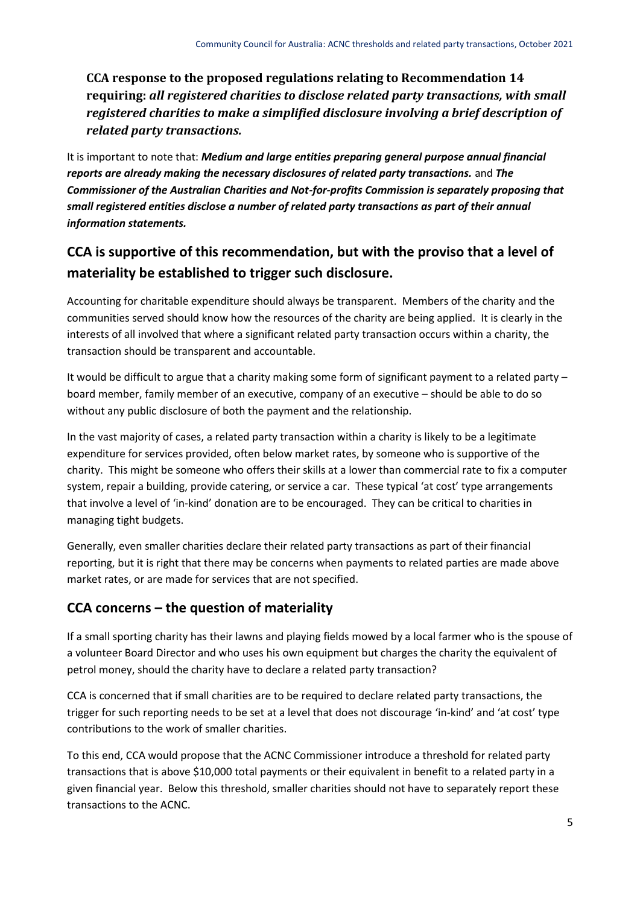### CCA response to the proposed regulations relating to Recommendation 14 requiring: *all registered charities to disclose related party transactions, with small registered charities to make a simplified disclosure involving a brief description of related party transactions.*

It is important to note that: ***Medium and large entities preparing general purpose annual financial reports are already making the necessary disclosures of related party transactions.*** and ***The Commissioner of the Australian Charities and Not-for-profits Commission is separately proposing that small registered entities disclose a number of related party transactions as part of their annual information statements.***

## CCA is supportive of this recommendation, but with the proviso that a level of materiality be established to trigger such disclosure.

Accounting for charitable expenditure should always be transparent. Members of the charity and the communities served should know how the resources of the charity are being applied. It is clearly in the interests of all involved that where a significant related party transaction occurs within a charity, the transaction should be transparent and accountable.

It would be difficult to argue that a charity making some form of significant payment to a related party – board member, family member of an executive, company of an executive – should be able to do so without any public disclosure of both the payment and the relationship.

In the vast majority of cases, a related party transaction within a charity is likely to be a legitimate expenditure for services provided, often below market rates, by someone who is supportive of the charity. This might be someone who offers their skills at a lower than commercial rate to fix a computer system, repair a building, provide catering, or service a car. These typical 'at cost' type arrangements that involve a level of 'in-kind' donation are to be encouraged. They can be critical to charities in managing tight budgets.

Generally, even smaller charities declare their related party transactions as part of their financial reporting, but it is right that there may be concerns when payments to related parties are made above market rates, or are made for services that are not specified.

## CCA concerns – the question of materiality

If a small sporting charity has their lawns and playing fields mowed by a local farmer who is the spouse of a volunteer Board Director and who uses his own equipment but charges the charity the equivalent of petrol money, should the charity have to declare a related party transaction?

CCA is concerned that if small charities are to be required to declare related party transactions, the trigger for such reporting needs to be set at a level that does not discourage 'in-kind' and 'at cost' type contributions to the work of smaller charities.

To this end, CCA would propose that the ACNC Commissioner introduce a threshold for related party transactions that is above $10,000 total payments or their equivalent in benefit to a related party in a given financial year. Below this threshold, smaller charities should not have to separately report these transactions to the ACNC.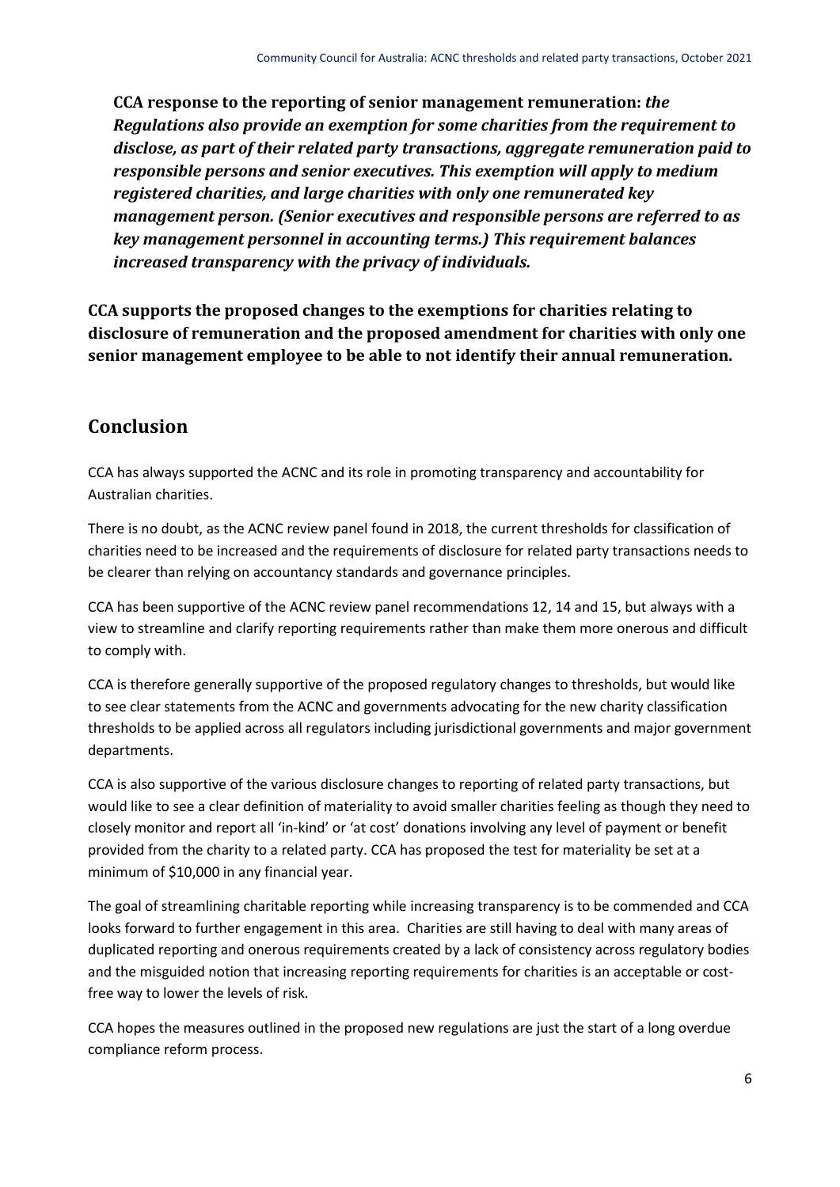**CCA response to the reporting of senior management remuneration:** ***the Regulations also provide an exemption for some charities from the requirement to disclose, as part of their related party transactions, aggregate remuneration paid to responsible persons and senior executives. This exemption will apply to medium registered charities, and large charities with only one remunerated key management person. (Senior executives and responsible persons are referred to as key management personnel in accounting terms.) This requirement balances increased transparency with the privacy of individuals.***

**CCA supports the proposed changes to the exemptions for charities relating to disclosure of remuneration and the proposed amendment for charities with only one senior management employee to be able to not identify their annual remuneration.**

## Conclusion

CCA has always supported the ACNC and its role in promoting transparency and accountability for Australian charities.

There is no doubt, as the ACNC review panel found in 2018, the current thresholds for classification of charities need to be increased and the requirements of disclosure for related party transactions needs to be clearer than relying on accountancy standards and governance principles.

CCA has been supportive of the ACNC review panel recommendations 12, 14 and 15, but always with a view to streamline and clarify reporting requirements rather than make them more onerous and difficult to comply with.

CCA is therefore generally supportive of the proposed regulatory changes to thresholds, but would like to see clear statements from the ACNC and governments advocating for the new charity classification thresholds to be applied across all regulators including jurisdictional governments and major government departments.

CCA is also supportive of the various disclosure changes to reporting of related party transactions, but would like to see a clear definition of materiality to avoid smaller charities feeling as though they need to closely monitor and report all 'in-kind' or 'at cost' donations involving any level of payment or benefit provided from the charity to a related party. CCA has proposed the test for materiality be set at a minimum of $10,000 in any financial year.

The goal of streamlining charitable reporting while increasing transparency is to be commended and CCA looks forward to further engagement in this area. Charities are still having to deal with many areas of duplicated reporting and onerous requirements created by a lack of consistency across regulatory bodies and the misguided notion that increasing reporting requirements for charities is an acceptable or cost-free way to lower the levels of risk.

CCA hopes the measures outlined in the proposed new regulations are just the start of a long overdue compliance reform process.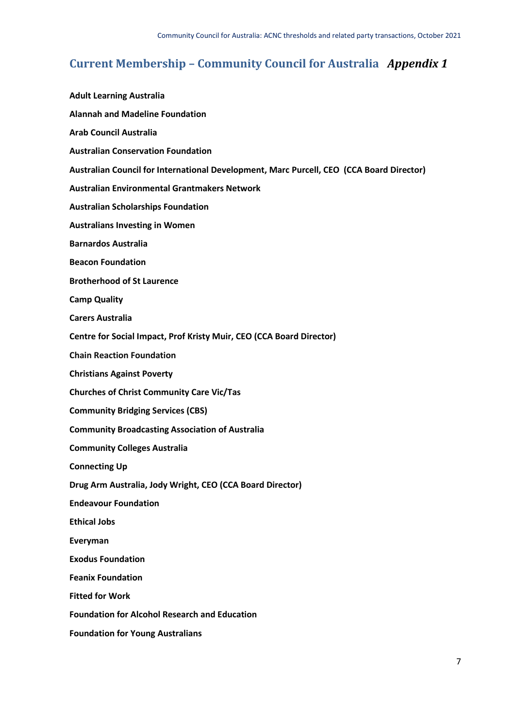## Current Membership – Community Council for Australia *Appendix 1*

**Adult Learning Australia**

**Alannah and Madeline Foundation**

**Arab Council Australia**

**Australian Conservation Foundation**

**Australian Council for International Development, Marc Purcell, CEO (CCA Board Director)**

**Australian Environmental Grantmakers Network**

**Australian Scholarships Foundation**

**Australians Investing in Women**

**Barnardos Australia**

**Beacon Foundation**

**Brotherhood of St Laurence**

**Camp Quality**

**Carers Australia**

**Centre for Social Impact, Prof Kristy Muir, CEO (CCA Board Director)**

**Chain Reaction Foundation**

**Christians Against Poverty**

**Churches of Christ Community Care Vic/Tas**

**Community Bridging Services (CBS)**

**Community Broadcasting Association of Australia**

**Community Colleges Australia**

**Connecting Up**

**Drug Arm Australia, Jody Wright, CEO (CCA Board Director)**

**Endeavour Foundation**

**Ethical Jobs**

**Everyman**

**Exodus Foundation**

**Feanix Foundation**

**Fitted for Work**

**Foundation for Alcohol Research and Education**

**Foundation for Young Australians**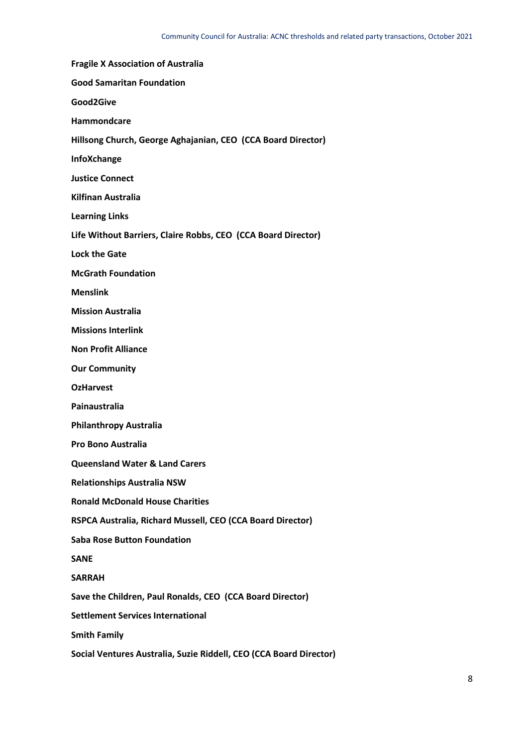**Fragile X Association of Australia**

**Good Samaritan Foundation**

**Good2Give**

**Hammondcare**

**Hillsong Church, George Aghajanian, CEO (CCA Board Director)**

**InfoXchange**

**Justice Connect**

**Kilfinan Australia**

**Learning Links**

**Life Without Barriers, Claire Robbs, CEO (CCA Board Director)**

**Lock the Gate**

**McGrath Foundation**

**Menslink**

**Mission Australia**

**Missions Interlink**

**Non Profit Alliance**

**Our Community**

**OzHarvest**

**Painaustralia**

**Philanthropy Australia**

**Pro Bono Australia**

**Queensland Water & Land Carers**

**Relationships Australia NSW**

**Ronald McDonald House Charities**

**RSPCA Australia, Richard Mussell, CEO (CCA Board Director)**

**Saba Rose Button Foundation**

**SANE**

**SARRAH**

**Save the Children, Paul Ronalds, CEO (CCA Board Director)**

**Settlement Services International**

**Smith Family**

**Social Ventures Australia, Suzie Riddell, CEO (CCA Board Director)**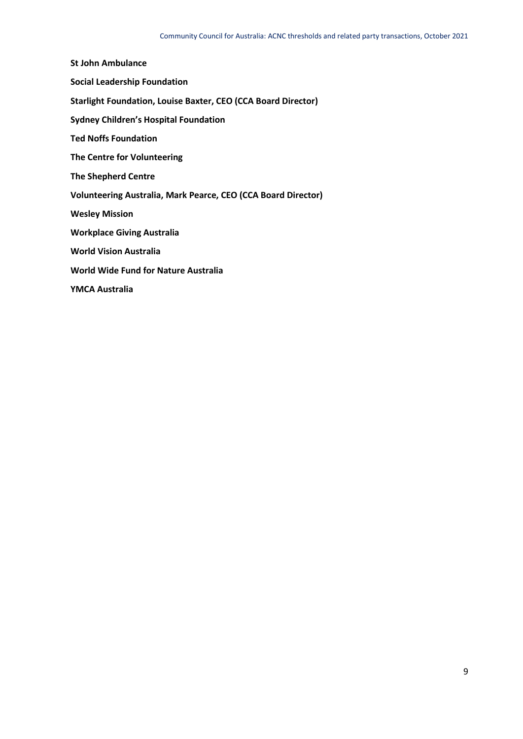**St John Ambulance**

**Social Leadership Foundation**

**Starlight Foundation, Louise Baxter, CEO (CCA Board Director)**

**Sydney Children's Hospital Foundation**

**Ted Noffs Foundation**

**The Centre for Volunteering**

**The Shepherd Centre**

**Volunteering Australia, Mark Pearce, CEO (CCA Board Director)**

**Wesley Mission**

**Workplace Giving Australia**

**World Vision Australia**

**World Wide Fund for Nature Australia**

**YMCA Australia**